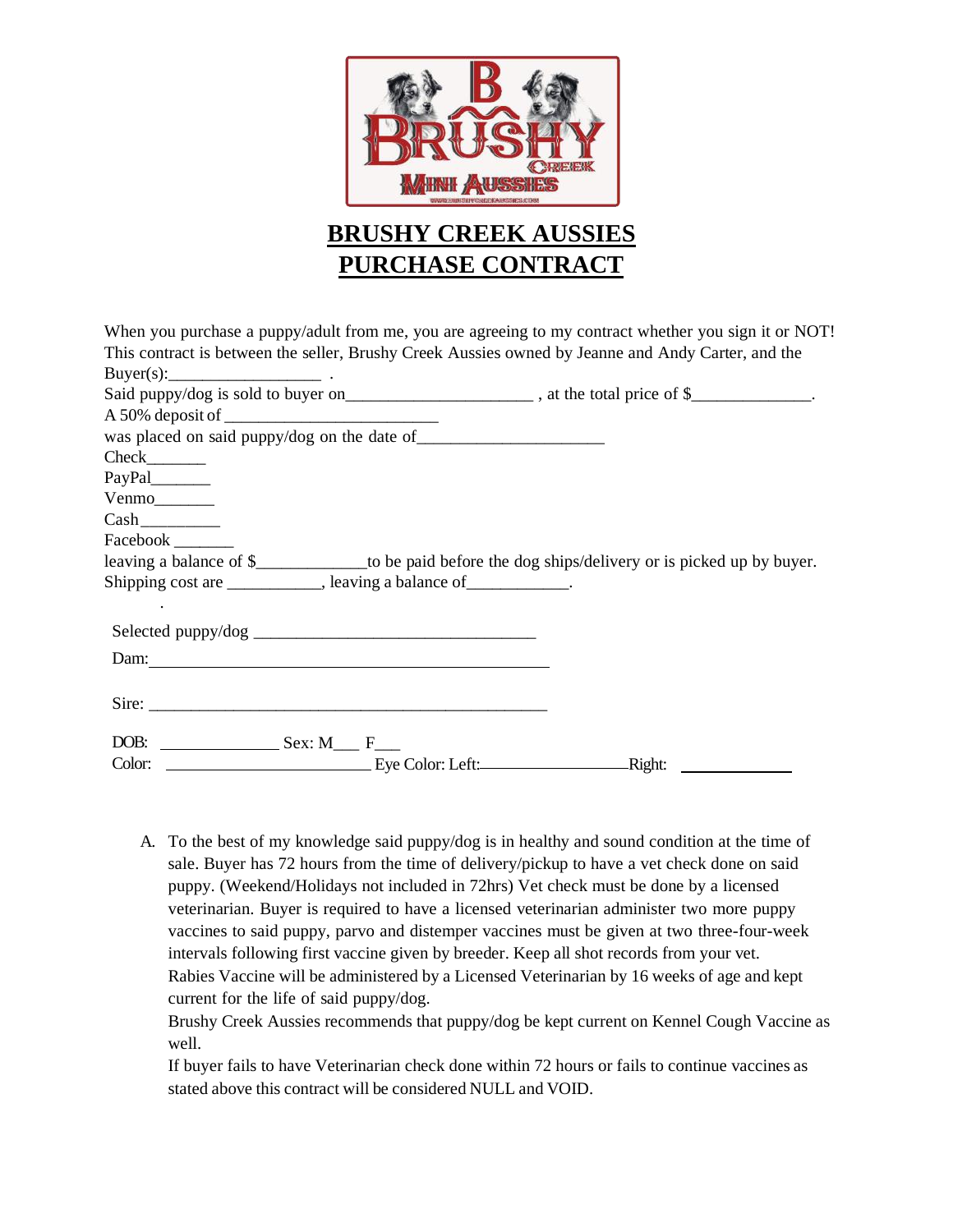# BRUSHY CREEK AUSSIES
# PURCHASE CONTRACT

When you purchase a puppy/adult from me, you are agreeing to my contract whether you sign it or NOT! This contract is between the seller, Brushy Creek Aussies owned by Jeanne and Andy Carter, and the Buyer(s):_________________ .

Said puppy/dog is sold to buyer on_____________________ , at the total price of $_____________.

A 50% deposit of ________________________

was placed on said puppy/dog on the date of_____________________

Check_______

PayPal_______

Venmo_______

Cash_________

Facebook _______

leaving a balance of $____________to be paid before the dog ships/delivery or is picked up by buyer.

Shipping cost are ___________, leaving a balance of____________.

.

Selected puppy/dog ________________________________

Dam: ________________________________________________

Sire: ________________________________________________

DOB: _______________ Sex: M___ F___

Color: _________________________ Eye Color: Left:________________ Right: ______________

A. To the best of my knowledge said puppy/dog is in healthy and sound condition at the time of sale. Buyer has 72 hours from the time of delivery/pickup to have a vet check done on said puppy. (Weekend/Holidays not included in 72hrs) Vet check must be done by a licensed veterinarian. Buyer is required to have a licensed veterinarian administer two more puppy vaccines to said puppy, parvo and distemper vaccines must be given at two three-four-week intervals following first vaccine given by breeder. Keep all shot records from your vet.
   Rabies Vaccine will be administered by a Licensed Veterinarian by 16 weeks of age and kept current for the life of said puppy/dog.
   Brushy Creek Aussies recommends that puppy/dog be kept current on Kennel Cough Vaccine as well.
   If buyer fails to have Veterinarian check done within 72 hours or fails to continue vaccines as stated above this contract will be considered NULL and VOID.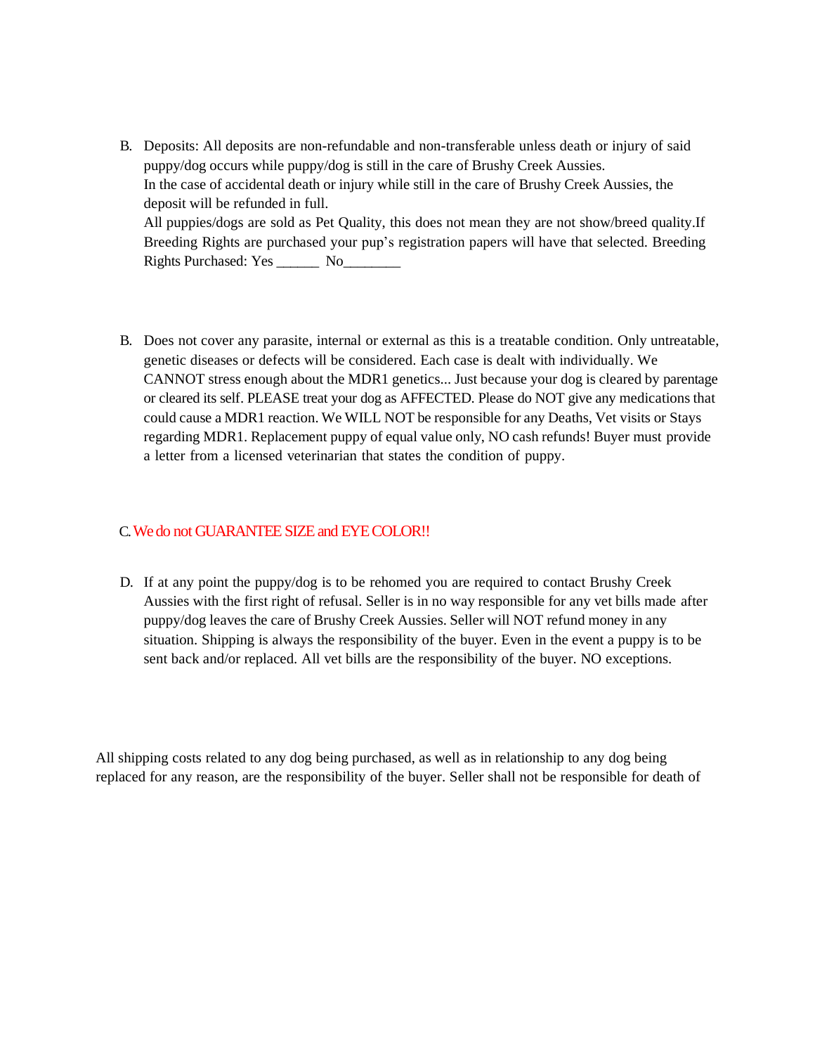B. Deposits: All deposits are non-refundable and non-transferable unless death or injury of said puppy/dog occurs while puppy/dog is still in the care of Brushy Creek Aussies.
   In the case of accidental death or injury while still in the care of Brushy Creek Aussies, the deposit will be refunded in full.
   All puppies/dogs are sold as Pet Quality, this does not mean they are not show/breed quality.If Breeding Rights are purchased your pup's registration papers will have that selected. Breeding Rights Purchased: Yes ______ No________

B. Does not cover any parasite, internal or external as this is a treatable condition. Only untreatable, genetic diseases or defects will be considered. Each case is dealt with individually. We CANNOT stress enough about the MDR1 genetics... Just because your dog is cleared by parentage or cleared its self. PLEASE treat your dog as AFFECTED. Please do NOT give any medications that could cause a MDR1 reaction. We WILL NOT be responsible for any Deaths, Vet visits or Stays regarding MDR1. Replacement puppy of equal value only, NO cash refunds! Buyer must provide a letter from a licensed veterinarian that states the condition of puppy.

C. We do not GUARANTEE SIZE and EYE COLOR!!

D. If at any point the puppy/dog is to be rehomed you are required to contact Brushy Creek Aussies with the first right of refusal. Seller is in no way responsible for any vet bills made after puppy/dog leaves the care of Brushy Creek Aussies. Seller will NOT refund money in any situation. Shipping is always the responsibility of the buyer. Even in the event a puppy is to be sent back and/or replaced. All vet bills are the responsibility of the buyer. NO exceptions.

All shipping costs related to any dog being purchased, as well as in relationship to any dog being replaced for any reason, are the responsibility of the buyer. Seller shall not be responsible for death of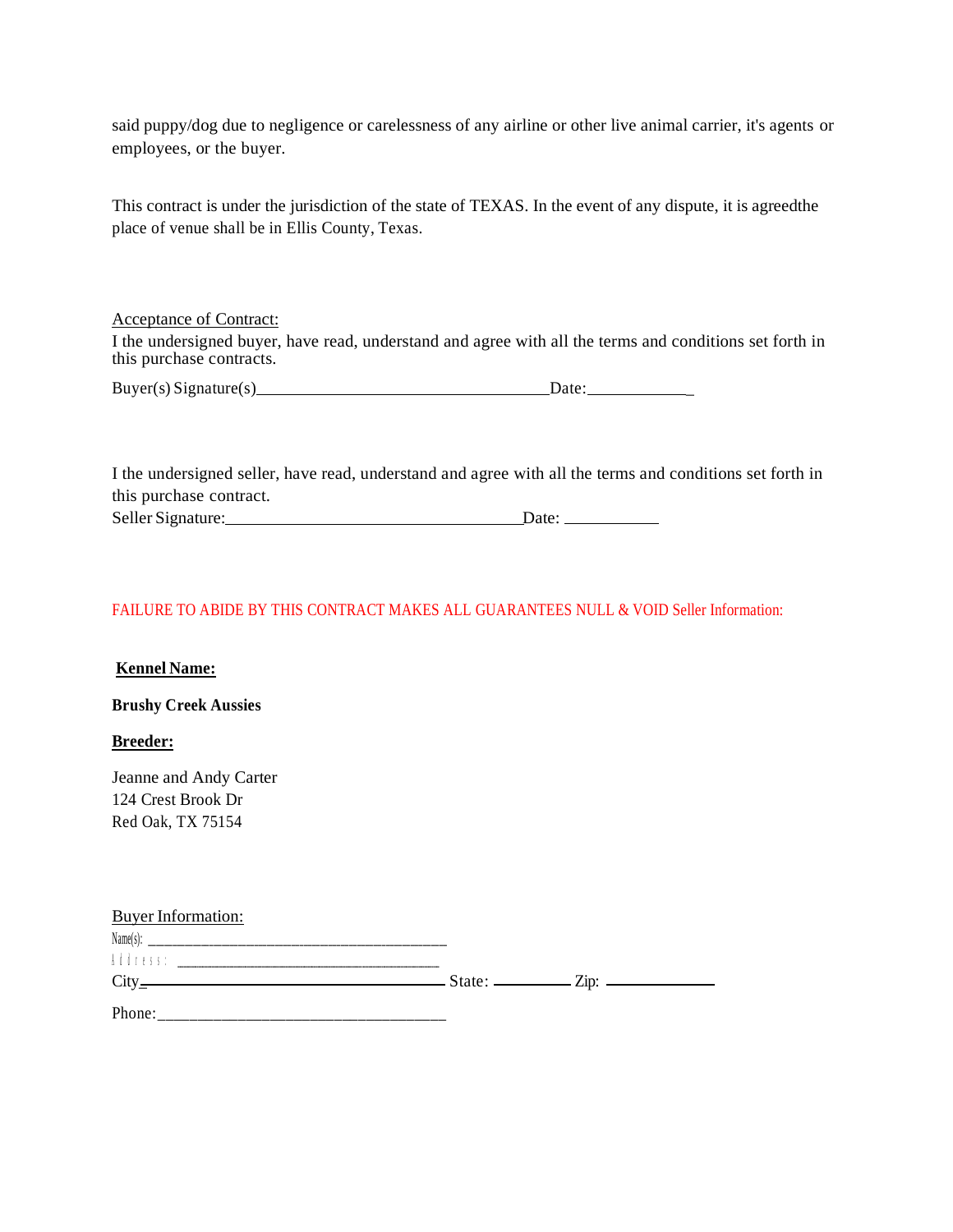said puppy/dog due to negligence or carelessness of any airline or other live animal carrier, it's agents or employees, or the buyer.

This contract is under the jurisdiction of the state of TEXAS. In the event of any dispute, it is agreedthe place of venue shall be in Ellis County, Texas.

Acceptance of Contract:

I the undersigned buyer, have read, understand and agree with all the terms and conditions set forth in this purchase contracts.

Buyer(s) Signature(s)___________________________________Date:____________

I the undersigned seller, have read, understand and agree with all the terms and conditions set forth in this purchase contract.

Seller Signature:___________________________________Date: ___________

FAILURE TO ABIDE BY THIS CONTRACT MAKES ALL GUARANTEES NULL & VOID Seller Information:

**Kennel Name:**

**Brushy Creek Aussies**

**Breeder:**

Jeanne and Andy Carter
124 Crest Brook Dr
Red Oak, TX 75154

Buyer Information:

Name(s): ______________________________________

Address: ___________________________________

City_____________________________________ State: _________ Zip: _____________

Phone:____________________________________